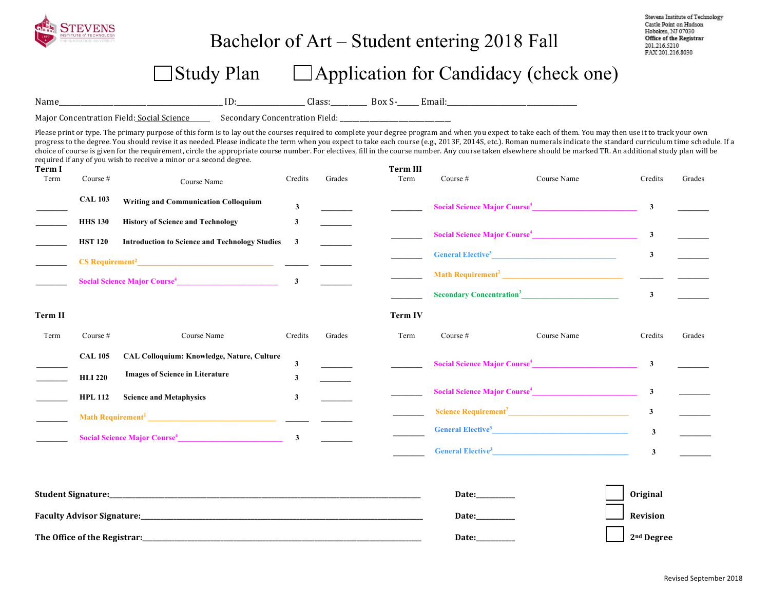Stevens Institute of Technology
Castle Point on Hudson
Hoboken, NJ 07030
**Office of the Registrar**
201.216.5210
FAX 201.216.8030

# Bachelor of Art – Student entering 2018 Fall

☐ Study Plan ☐ Application for Candidacy (check one)

Name________________________________________ ID:________________ Class:_________ Box S-_____ Email:________________________________

Major Concentration Field: Social Science______ Secondary Concentration Field: ______________________________

Please print or type. The primary purpose of this form is to lay out the courses required to complete your degree program and when you expect to take each of them. You may then use it to track your own progress to the degree. You should revise it as needed. Please indicate the term when you expect to take each course (e.g., 2013F, 2014S, etc.). Roman numerals indicate the standard curriculum time schedule. If a choice of course is given for the requirement, circle the appropriate course number. For electives, fill in the course number. Any course taken elsewhere should be marked TR. An additional study plan will be required if any of you wish to receive a minor or a second degree.

### Term I

| Term | Course # | Course Name | Credits | Grades |
|---|---|---|---|---|
| ________ | **CAL 103** | **Writing and Communication Colloquium** | **3** | ________ |
| ________ | **HHS 130** | **History of Science and Technology** | **3** | ________ |
| ________ | **HST 120** | **Introduction to Science and Technology Studies** | **3** | ________ |
| ________ | **CS Requirement[2]**________________ | | ______ | ________ |
| ________ | **Social Science Major Course[4]**________________ | | **3** | ________ |

### Term II

| Term | Course # | Course Name | Credits | Grades |
|---|---|---|---|---|
| ________ | **CAL 105** | **CAL Colloquium: Knowledge, Nature, Culture** | **3** | ________ |
| ________ | **HLI 220** | **Images of Science in Literature** | **3** | ________ |
| ________ | **HPL 112** | **Science and Metaphysics** | **3** | ________ |
| ________ | **Math Requirement[2]**________________ | | ______ | ________ |
| ________ | **Social Science Major Course[4]**________________ | | **3** | ________ |

### Term III

| Term | Course # | Course Name | Credits | Grades |
|---|---|---|---|---|
| ________ | **Social Science Major Course[4]**________________ | | **3** | ________ |
| ________ | **Social Science Major Course[4]**________________ | | **3** | ________ |
| ________ | **General Elective[3]**________________ | | **3** | ________ |
| ________ | **Math Requirement[2]**________________ | | ______ | ________ |
| ________ | **Secondary Concentration[3]**________________ | | **3** | ________ |

### Term IV

| Term | Course # | Course Name | Credits | Grades |
|---|---|---|---|---|
| ________ | **Social Science Major Course[4]**________________ | | **3** | ________ |
| ________ | **Social Science Major Course[4]**________________ | | **3** | ________ |
| ________ | **Science Requirement[2]**________________ | | **3** | ________ |
| ________ | **General Elective[3]**________________ | | **3** | ________ |
| ________ | **General Elective[3]**________________ | | **3** | ________ |

**Student Signature:**________________________________________ **Date:**__________ ☐ **Original**

**Faculty Advisor Signature:**________________________________________ **Date:**__________ ☐ **Revision**

**The Office of the Registrar:**________________________________________ **Date:**__________ ☐ **2nd Degree**

Revised September 2018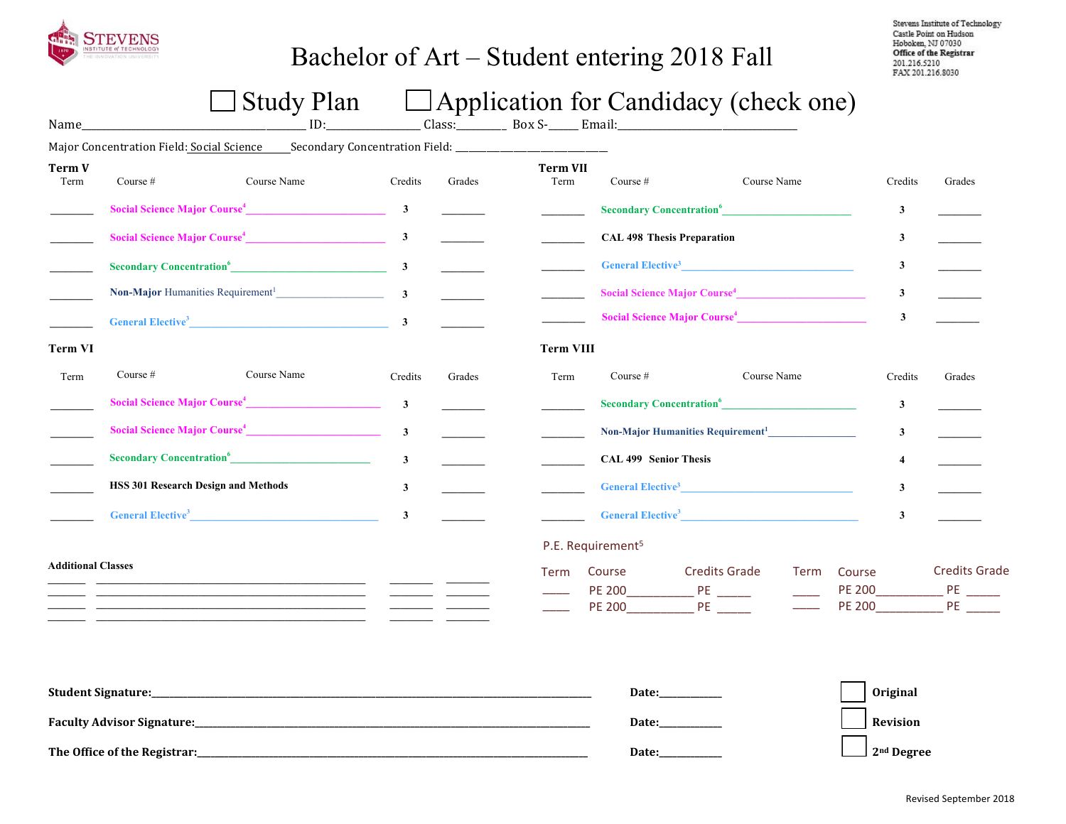Stevens Institute of Technology
Castle Point on Hudson
Hoboken, NJ 07030
**Office of the Registrar**
201.216.5210
FAX 201.216.8030

# Bachelor of Art – Student entering 2018 Fall

☐ Study Plan ☐ Application for Candidacy (check one)

Name________________________ ID:______________ Class:________ Box S-_____ Email:____________________________

Major Concentration Field: Social Science Secondary Concentration Field: ________________________

**Term V**

| Term | Course # | Course Name | Credits | Grades |
|---|---|---|---|---|
| _______ | Social Science Major Course[4] | | 3 | _______ |
| _______ | Social Science Major Course[4] | | 3 | _______ |
| _______ | Secondary Concentration[6] | | 3 | _______ |
| _______ | Non-Major Humanities Requirement[1] | | 3 | _______ |
| _______ | General Elective[3] | | 3 | _______ |

**Term VI**

| Term | Course # | Course Name | Credits | Grades |
|---|---|---|---|---|
| _______ | Social Science Major Course[4] | | 3 | _______ |
| _______ | Social Science Major Course[4] | | 3 | _______ |
| _______ | Secondary Concentration[6] | | 3 | _______ |
| _______ | HSS 301 | Research Design and Methods | 3 | _______ |
| _______ | General Elective[3] | | 3 | _______ |

**Term VII**

| Term | Course # | Course Name | Credits | Grades |
|---|---|---|---|---|
| _______ | Secondary Concentration[6] | | 3 | _______ |
| _______ | CAL 498 | Thesis Preparation | 3 | _______ |
| _______ | General Elective[3] | | 3 | _______ |
| _______ | Social Science Major Course[4] | | 3 | _______ |
| _______ | Social Science Major Course[4] | | 3 | _______ |

**Term VIII**

| Term | Course # | Course Name | Credits | Grades |
|---|---|---|---|---|
| _______ | Secondary Concentration[6] | | 3 | _______ |
| _______ | Non-Major Humanities Requirement[1] | | 3 | _______ |
| _______ | CAL 499 | Senior Thesis | 4 | _______ |
| _______ | General Elective[3] | | 3 | _______ |
| _______ | General Elective[3] | | 3 | _______ |

**Additional Classes**

| | | | |
|---|---|---|---|
| ______ | ______________________________ | _______ | _______ |
| ______ | ______________________________ | _______ | _______ |
| ______ | ______________________________ | _______ | _______ |
| ______ | ______________________________ | _______ | _______ |

P.E. Requirement[5]

| Term | Course | Credits | Grade | Term | Course | Credits | Grade |
|---|---|---|---|---|---|---|---|
| ____ | PE 200__________ | PE | _____ | ____ | PE 200__________ | PE | _____ |
| ____ | PE 200__________ | PE | _____ | ____ | PE 200__________ | PE | _____ |

**Student Signature:**__________________________________________ **Date:**__________ ☐ **Original**

**Faculty Advisor Signature:**__________________________________ **Date:**__________ ☐ **Revision**

**The Office of the Registrar:**_________________________________ **Date:**__________ ☐ **2nd Degree**

Revised September 2018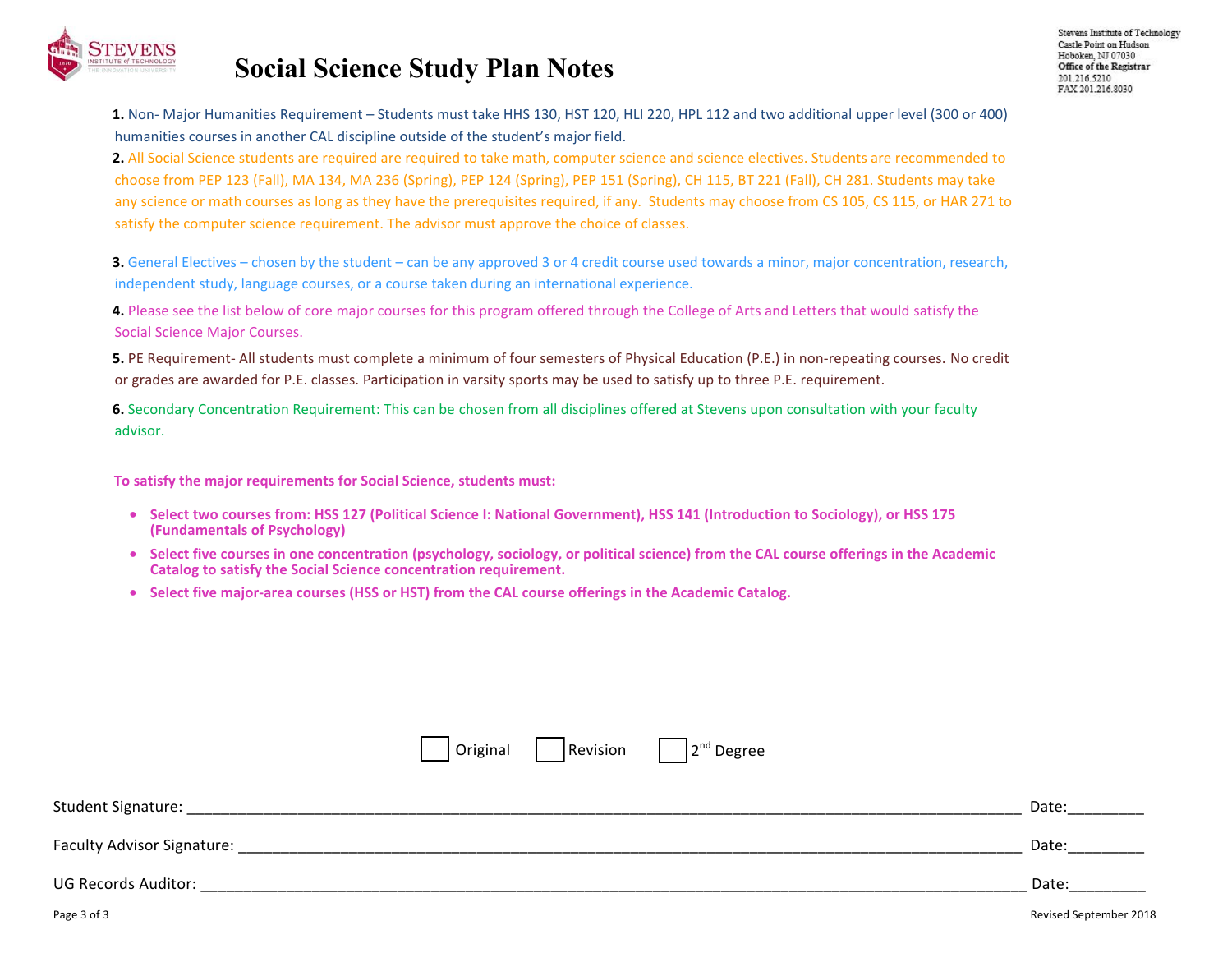Stevens Institute of Technology
Castle Point on Hudson
Hoboken, NJ 07030
**Office of the Registrar**
201.216.5210
FAX 201.216.8030

# Social Science Study Plan Notes

**1.** Non- Major Humanities Requirement – Students must take HHS 130, HST 120, HLI 220, HPL 112 and two additional upper level (300 or 400) humanities courses in another CAL discipline outside of the student's major field.

**2.** All Social Science students are required are required to take math, computer science and science electives. Students are recommended to choose from PEP 123 (Fall), MA 134, MA 236 (Spring), PEP 124 (Spring), PEP 151 (Spring), CH 115, BT 221 (Fall), CH 281. Students may take any science or math courses as long as they have the prerequisites required, if any. Students may choose from CS 105, CS 115, or HAR 271 to satisfy the computer science requirement. The advisor must approve the choice of classes.

**3.** General Electives – chosen by the student – can be any approved 3 or 4 credit course used towards a minor, major concentration, research, independent study, language courses, or a course taken during an international experience.

**4.** Please see the list below of core major courses for this program offered through the College of Arts and Letters that would satisfy the Social Science Major Courses.

**5.** PE Requirement- All students must complete a minimum of four semesters of Physical Education (P.E.) in non-repeating courses. No credit or grades are awarded for P.E. classes. Participation in varsity sports may be used to satisfy up to three P.E. requirement.

**6.** Secondary Concentration Requirement: This can be chosen from all disciplines offered at Stevens upon consultation with your faculty advisor.

**To satisfy the major requirements for Social Science, students must:**

- **Select two courses from: HSS 127 (Political Science I: National Government), HSS 141 (Introduction to Sociology), or HSS 175 (Fundamentals of Psychology)**
- **Select five courses in one concentration (psychology, sociology, or political science) from the CAL course offerings in the Academic Catalog to satisfy the Social Science concentration requirement.**
- **Select five major-area courses (HSS or HST) from the CAL course offerings in the Academic Catalog.**

☐ Original ☐ Revision ☐ 2nd Degree

Student Signature: ____________________ Date:________

Faculty Advisor Signature: ____________________ Date:________

UG Records Auditor: ____________________ Date:________

Revised September 2018